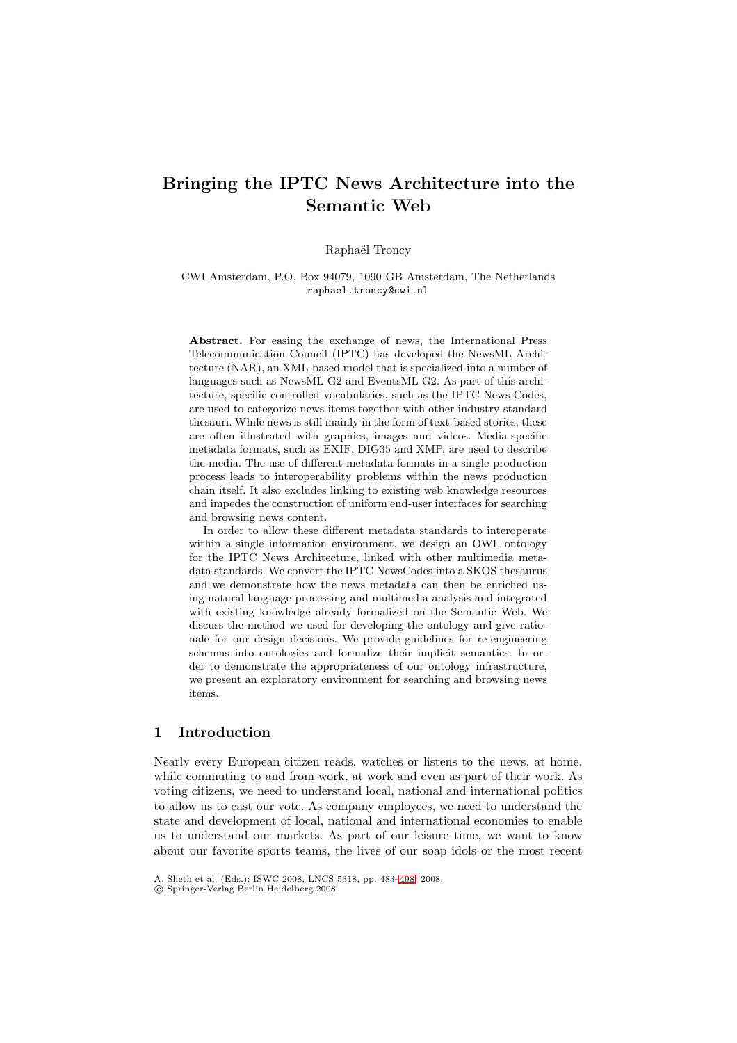# Bringing the IPTC News Architecture into the Semantic Web

Raphaël Troncy

CWI Amsterdam, P.O. Box 94079, 1090 GB Amsterdam, The Netherlands
raphael.troncy@cwi.nl

**Abstract.** For easing the exchange of news, the International Press Telecommunication Council (IPTC) has developed the NewsML Architecture (NAR), an XML-based model that is specialized into a number of languages such as NewsML G2 and EventsML G2. As part of this architecture, specific controlled vocabularies, such as the IPTC News Codes, are used to categorize news items together with other industry-standard thesauri. While news is still mainly in the form of text-based stories, these are often illustrated with graphics, images and videos. Media-specific metadata formats, such as EXIF, DIG35 and XMP, are used to describe the media. The use of different metadata formats in a single production process leads to interoperability problems within the news production chain itself. It also excludes linking to existing web knowledge resources and impedes the construction of uniform end-user interfaces for searching and browsing news content.

In order to allow these different metadata standards to interoperate within a single information environment, we design an OWL ontology for the IPTC News Architecture, linked with other multimedia metadata standards. We convert the IPTC NewsCodes into a SKOS thesaurus and we demonstrate how the news metadata can then be enriched using natural language processing and multimedia analysis and integrated with existing knowledge already formalized on the Semantic Web. We discuss the method we used for developing the ontology and give rationale for our design decisions. We provide guidelines for re-engineering schemas into ontologies and formalize their implicit semantics. In order to demonstrate the appropriateness of our ontology infrastructure, we present an exploratory environment for searching and browsing news items.

## 1 Introduction

Nearly every European citizen reads, watches or listens to the news, at home, while commuting to and from work, at work and even as part of their work. As voting citizens, we need to understand local, national and international politics to allow us to cast our vote. As company employees, we need to understand the state and development of local, national and international economies to enable us to understand our markets. As part of our leisure time, we want to know about our favorite sports teams, the lives of our soap idols or the most recent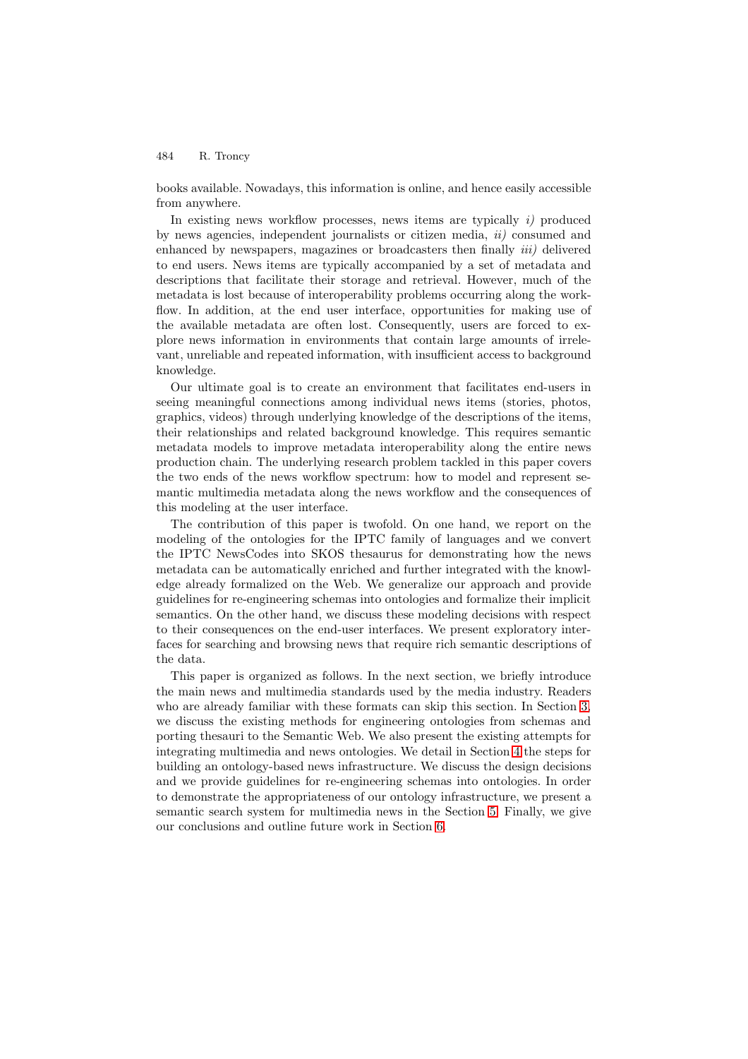books available. Nowadays, this information is online, and hence easily accessible from anywhere.

In existing news workflow processes, news items are typically *i)* produced by news agencies, independent journalists or citizen media, *ii)* consumed and enhanced by newspapers, magazines or broadcasters then finally *iii)* delivered to end users. News items are typically accompanied by a set of metadata and descriptions that facilitate their storage and retrieval. However, much of the metadata is lost because of interoperability problems occurring along the workflow. In addition, at the end user interface, opportunities for making use of the available metadata are often lost. Consequently, users are forced to explore news information in environments that contain large amounts of irrelevant, unreliable and repeated information, with insufficient access to background knowledge.

Our ultimate goal is to create an environment that facilitates end-users in seeing meaningful connections among individual news items (stories, photos, graphics, videos) through underlying knowledge of the descriptions of the items, their relationships and related background knowledge. This requires semantic metadata models to improve metadata interoperability along the entire news production chain. The underlying research problem tackled in this paper covers the two ends of the news workflow spectrum: how to model and represent semantic multimedia metadata along the news workflow and the consequences of this modeling at the user interface.

The contribution of this paper is twofold. On one hand, we report on the modeling of the ontologies for the IPTC family of languages and we convert the IPTC NewsCodes into SKOS thesaurus for demonstrating how the news metadata can be automatically enriched and further integrated with the knowledge already formalized on the Web. We generalize our approach and provide guidelines for re-engineering schemas into ontologies and formalize their implicit semantics. On the other hand, we discuss these modeling decisions with respect to their consequences on the end-user interfaces. We present exploratory interfaces for searching and browsing news that require rich semantic descriptions of the data.

This paper is organized as follows. In the next section, we briefly introduce the main news and multimedia standards used by the media industry. Readers who are already familiar with these formats can skip this section. In Section 3, we discuss the existing methods for engineering ontologies from schemas and porting thesauri to the Semantic Web. We also present the existing attempts for integrating multimedia and news ontologies. We detail in Section 4 the steps for building an ontology-based news infrastructure. We discuss the design decisions and we provide guidelines for re-engineering schemas into ontologies. In order to demonstrate the appropriateness of our ontology infrastructure, we present a semantic search system for multimedia news in the Section 5. Finally, we give our conclusions and outline future work in Section 6.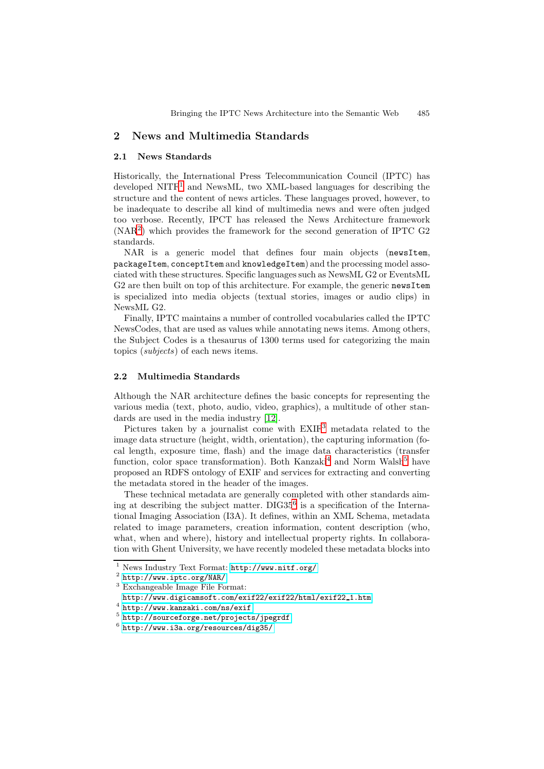## 2 News and Multimedia Standards

### 2.1 News Standards

Historically, the International Press Telecommunication Council (IPTC) has developed NITF[1] and NewsML, two XML-based languages for describing the structure and the content of news articles. These languages proved, however, to be inadequate to describe all kind of multimedia news and were often judged too verbose. Recently, IPCT has released the News Architecture framework (NAR[2]) which provides the framework for the second generation of IPTC G2 standards.

NAR is a generic model that defines four main objects (`newsItem`, `packageItem`, `conceptItem` and `knowledgeItem`) and the processing model associated with these structures. Specific languages such as NewsML G2 or EventsML G2 are then built on top of this architecture. For example, the generic `newsItem` is specialized into media objects (textual stories, images or audio clips) in NewsML G2.

Finally, IPTC maintains a number of controlled vocabularies called the IPTC NewsCodes, that are used as values while annotating news items. Among others, the Subject Codes is a thesaurus of 1300 terms used for categorizing the main topics (*subjects*) of each news items.

### 2.2 Multimedia Standards

Although the NAR architecture defines the basic concepts for representing the various media (text, photo, audio, video, graphics), a multitude of other standards are used in the media industry [12].

Pictures taken by a journalist come with EXIF[3] metadata related to the image data structure (height, width, orientation), the capturing information (focal length, exposure time, flash) and the image data characteristics (transfer function, color space transformation). Both Kanzaki[4] and Norm Walsh[5] have proposed an RDFS ontology of EXIF and services for extracting and converting the metadata stored in the header of the images.

These technical metadata are generally completed with other standards aiming at describing the subject matter. DIG35[6] is a specification of the International Imaging Association (I3A). It defines, within an XML Schema, metadata related to image parameters, creation information, content description (who, what, when and where), history and intellectual property rights. In collaboration with Ghent University, we have recently modeled these metadata blocks into

---

[1] News Industry Text Format: http://www.nitf.org/

[2] http://www.iptc.org/NAR/

[3] Exchangeable Image File Format: http://www.digicamsoft.com/exif22/exif22/html/exif22_1.htm

[4] http://www.kanzaki.com/ns/exif

[5] http://sourceforge.net/projects/jpegrdf

[6] http://www.i3a.org/resources/dig35/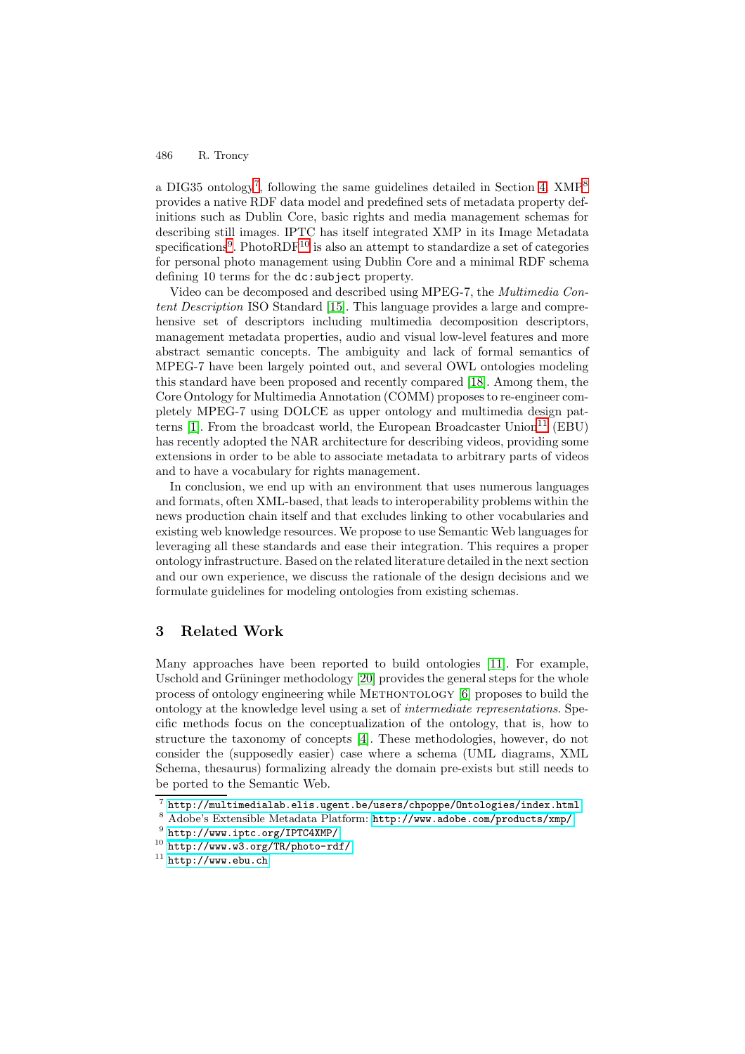a DIG35 ontology[7], following the same guidelines detailed in Section 4. XMP[8] provides a native RDF data model and predefined sets of metadata property definitions such as Dublin Core, basic rights and media management schemas for describing still images. IPTC has itself integrated XMP in its Image Metadata specifications[9]. PhotoRDF[10] is also an attempt to standardize a set of categories for personal photo management using Dublin Core and a minimal RDF schema defining 10 terms for the `dc:subject` property.

Video can be decomposed and described using MPEG-7, the *Multimedia Content Description* ISO Standard [15]. This language provides a large and comprehensive set of descriptors including multimedia decomposition descriptors, management metadata properties, audio and visual low-level features and more abstract semantic concepts. The ambiguity and lack of formal semantics of MPEG-7 have been largely pointed out, and several OWL ontologies modeling this standard have been proposed and recently compared [18]. Among them, the Core Ontology for Multimedia Annotation (COMM) proposes to re-engineer completely MPEG-7 using DOLCE as upper ontology and multimedia design patterns [1]. From the broadcast world, the European Broadcaster Union[11] (EBU) has recently adopted the NAR architecture for describing videos, providing some extensions in order to be able to associate metadata to arbitrary parts of videos and to have a vocabulary for rights management.

In conclusion, we end up with an environment that uses numerous languages and formats, often XML-based, that leads to interoperability problems within the news production chain itself and that excludes linking to other vocabularies and existing web knowledge resources. We propose to use Semantic Web languages for leveraging all these standards and ease their integration. This requires a proper ontology infrastructure. Based on the related literature detailed in the next section and our own experience, we discuss the rationale of the design decisions and we formulate guidelines for modeling ontologies from existing schemas.

## 3 Related Work

Many approaches have been reported to build ontologies [11]. For example, Uschold and Grüninger methodology [20] provides the general steps for the whole process of ontology engineering while METHONTOLOGY [6] proposes to build the ontology at the knowledge level using a set of *intermediate representations*. Specific methods focus on the conceptualization of the ontology, that is, how to structure the taxonomy of concepts [4]. These methodologies, however, do not consider the (supposedly easier) case where a schema (UML diagrams, XML Schema, thesaurus) formalizing already the domain pre-exists but still needs to be ported to the Semantic Web.

---

[7] `http://multimedialab.elis.ugent.be/users/chpoppe/Ontologies/index.html`

[8] Adobe's Extensible Metadata Platform: `http://www.adobe.com/products/xmp/`

[9] `http://www.iptc.org/IPTC4XMP/`

[10] `http://www.w3.org/TR/photo-rdf/`

[11] `http://www.ebu.ch`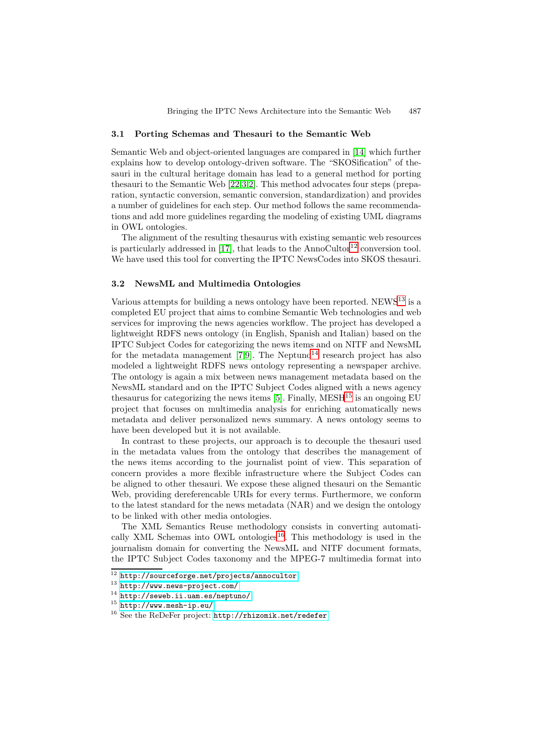### 3.1 Porting Schemas and Thesauri to the Semantic Web

Semantic Web and object-oriented languages are compared in [14] which further explains how to develop ontology-driven software. The "SKOSification" of thesauri in the cultural heritage domain has lead to a general method for porting thesauri to the Semantic Web [22,3,2]. This method advocates four steps (preparation, syntactic conversion, semantic conversion, standardization) and provides a number of guidelines for each step. Our method follows the same recommendations and add more guidelines regarding the modeling of existing UML diagrams in OWL ontologies.

The alignment of the resulting thesaurus with existing semantic web resources is particularly addressed in [17], that leads to the AnnoCultor[12] conversion tool. We have used this tool for converting the IPTC NewsCodes into SKOS thesauri.

### 3.2 NewsML and Multimedia Ontologies

Various attempts for building a news ontology have been reported. NEWS[13] is a completed EU project that aims to combine Semantic Web technologies and web services for improving the news agencies workflow. The project has developed a lightweight RDFS news ontology (in English, Spanish and Italian) based on the IPTC Subject Codes for categorizing the news items and on NITF and NewsML for the metadata management [7,9]. The Neptuno[14] research project has also modeled a lightweight RDFS news ontology representing a newspaper archive. The ontology is again a mix between news management metadata based on the NewsML standard and on the IPTC Subject Codes aligned with a news agency thesaurus for categorizing the news items [5]. Finally, MESH[15] is an ongoing EU project that focuses on multimedia analysis for enriching automatically news metadata and deliver personalized news summary. A news ontology seems to have been developed but it is not available.

In contrast to these projects, our approach is to decouple the thesauri used in the metadata values from the ontology that describes the management of the news items according to the journalist point of view. This separation of concern provides a more flexible infrastructure where the Subject Codes can be aligned to other thesauri. We expose these aligned thesauri on the Semantic Web, providing dereferencable URIs for every terms. Furthermore, we conform to the latest standard for the news metadata (NAR) and we design the ontology to be linked with other media ontologies.

The XML Semantics Reuse methodology consists in converting automatically XML Schemas into OWL ontologies[16]. This methodology is used in the journalism domain for converting the NewsML and NITF document formats, the IPTC Subject Codes taxonomy and the MPEG-7 multimedia format into

---

[12] http://sourceforge.net/projects/annocultor

[13] http://www.news-project.com/

[14] http://seweb.ii.uam.es/neptuno/

[15] http://www.mesh-ip.eu/

[16] See the ReDeFer project: http://rhizomik.net/redefer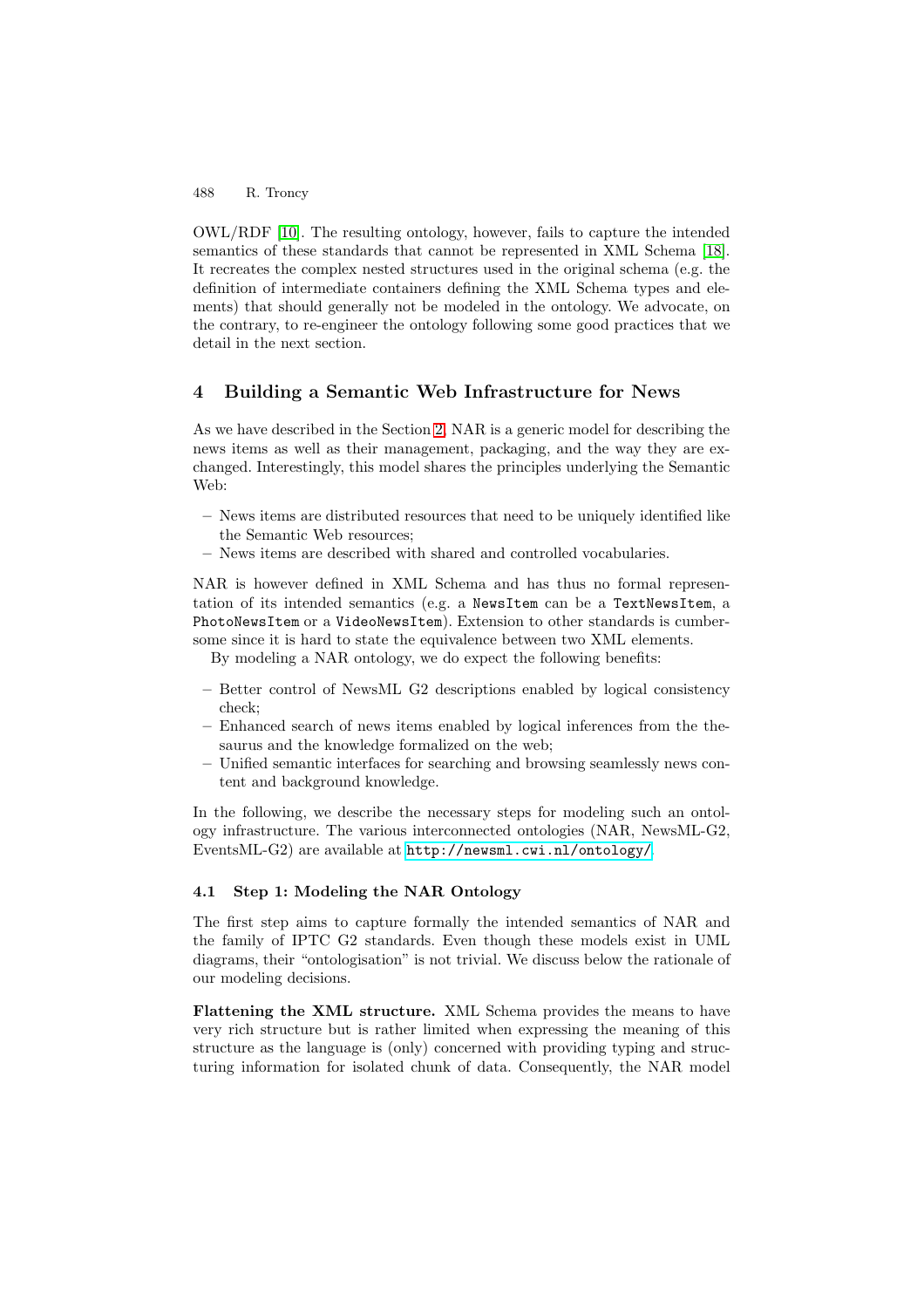OWL/RDF [10]. The resulting ontology, however, fails to capture the intended semantics of these standards that cannot be represented in XML Schema [18]. It recreates the complex nested structures used in the original schema (e.g. the definition of intermediate containers defining the XML Schema types and elements) that should generally not be modeled in the ontology. We advocate, on the contrary, to re-engineer the ontology following some good practices that we detail in the next section.

## 4 Building a Semantic Web Infrastructure for News

As we have described in the Section 2, NAR is a generic model for describing the news items as well as their management, packaging, and the way they are exchanged. Interestingly, this model shares the principles underlying the Semantic Web:

– News items are distributed resources that need to be uniquely identified like the Semantic Web resources;
– News items are described with shared and controlled vocabularies.

NAR is however defined in XML Schema and has thus no formal representation of its intended semantics (e.g. a `NewsItem` can be a `TextNewsItem`, a `PhotoNewsItem` or a `VideoNewsItem`). Extension to other standards is cumbersome since it is hard to state the equivalence between two XML elements.

By modeling a NAR ontology, we do expect the following benefits:

– Better control of NewsML G2 descriptions enabled by logical consistency check;
– Enhanced search of news items enabled by logical inferences from the thesaurus and the knowledge formalized on the web;
– Unified semantic interfaces for searching and browsing seamlessly news content and background knowledge.

In the following, we describe the necessary steps for modeling such an ontology infrastructure. The various interconnected ontologies (NAR, NewsML-G2, EventsML-G2) are available at `http://newsml.cwi.nl/ontology/`.

### 4.1 Step 1: Modeling the NAR Ontology

The first step aims to capture formally the intended semantics of NAR and the family of IPTC G2 standards. Even though these models exist in UML diagrams, their "ontologisation" is not trivial. We discuss below the rationale of our modeling decisions.

**Flattening the XML structure.** XML Schema provides the means to have very rich structure but is rather limited when expressing the meaning of this structure as the language is (only) concerned with providing typing and structuring information for isolated chunk of data. Consequently, the NAR model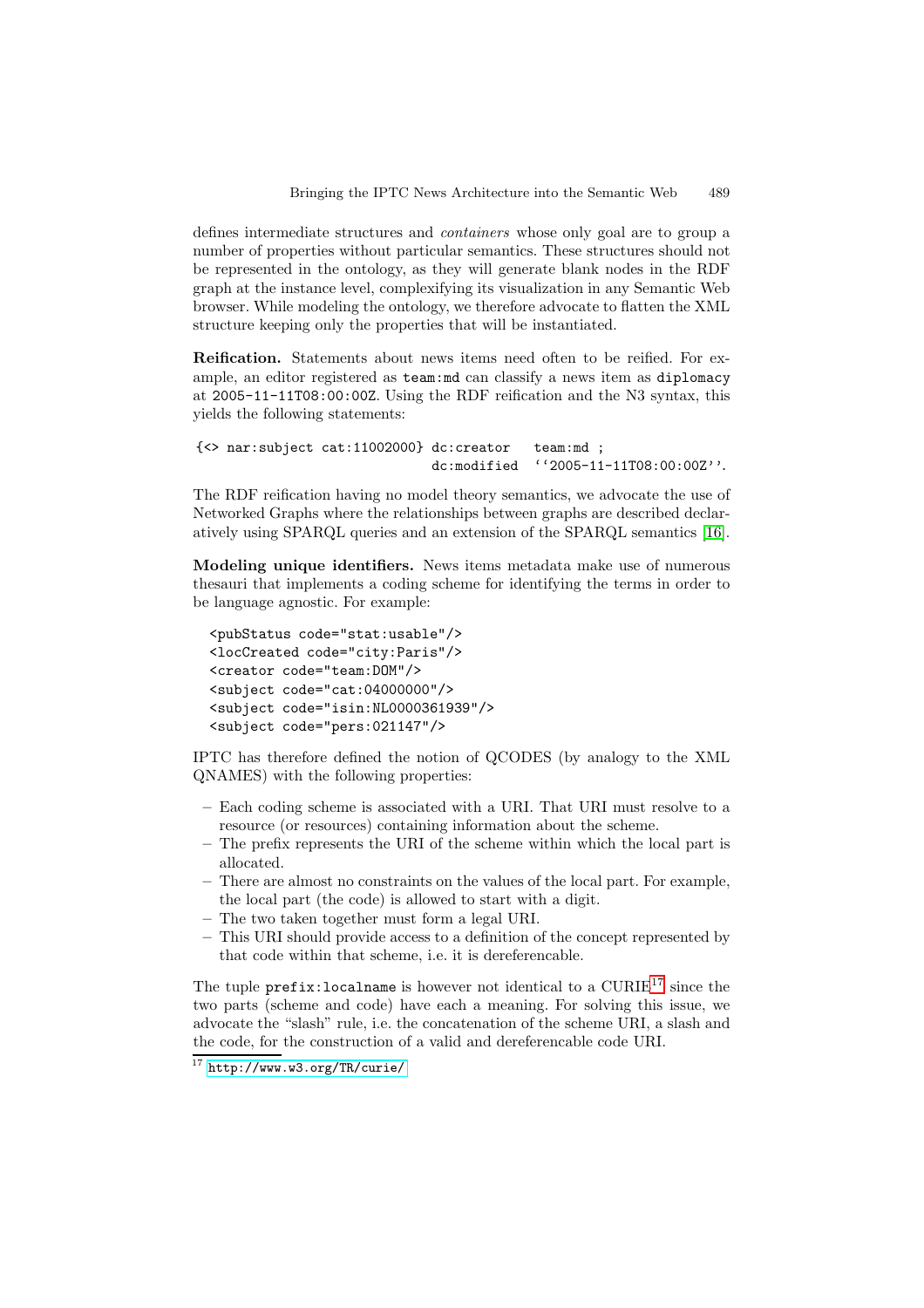defines intermediate structures and *containers* whose only goal are to group a number of properties without particular semantics. These structures should not be represented in the ontology, as they will generate blank nodes in the RDF graph at the instance level, complexifying its visualization in any Semantic Web browser. While modeling the ontology, we therefore advocate to flatten the XML structure keeping only the properties that will be instantiated.

**Reification.** Statements about news items need often to be reified. For example, an editor registered as `team:md` can classify a news item as `diplomacy` at `2005-11-11T08:00:00Z`. Using the RDF reification and the N3 syntax, this yields the following statements:

```
{<> nar:subject cat:11002000} dc:creator   team:md ;
                              dc:modified  ''2005-11-11T08:00:00Z''.
```

The RDF reification having no model theory semantics, we advocate the use of Networked Graphs where the relationships between graphs are described declaratively using SPARQL queries and an extension of the SPARQL semantics [16].

**Modeling unique identifiers.** News items metadata make use of numerous thesauri that implements a coding scheme for identifying the terms in order to be language agnostic. For example:

```
<pubStatus code="stat:usable"/>
<locCreated code="city:Paris"/>
<creator code="team:DOM"/>
<subject code="cat:04000000"/>
<subject code="isin:NL0000361939"/>
<subject code="pers:021147"/>
```

IPTC has therefore defined the notion of QCODES (by analogy to the XML QNAMES) with the following properties:

- Each coding scheme is associated with a URI. That URI must resolve to a resource (or resources) containing information about the scheme.
- The prefix represents the URI of the scheme within which the local part is allocated.
- There are almost no constraints on the values of the local part. For example, the local part (the code) is allowed to start with a digit.
- The two taken together must form a legal URI.
- This URI should provide access to a definition of the concept represented by that code within that scheme, i.e. it is dereferencable.

The tuple `prefix:localname` is however not identical to a CURIE[17] since the two parts (scheme and code) have each a meaning. For solving this issue, we advocate the "slash" rule, i.e. the concatenation of the scheme URI, a slash and the code, for the construction of a valid and dereferencable code URI.

[17] http://www.w3.org/TR/curie/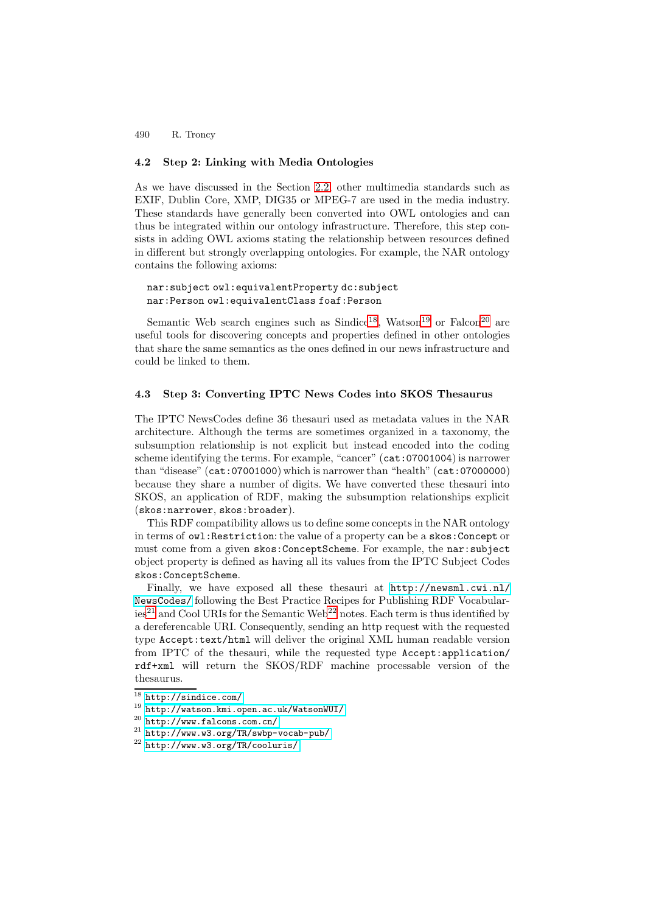### 4.2 Step 2: Linking with Media Ontologies

As we have discussed in the Section 2.2, other multimedia standards such as EXIF, Dublin Core, XMP, DIG35 or MPEG-7 are used in the media industry. These standards have generally been converted into OWL ontologies and can thus be integrated within our ontology infrastructure. Therefore, this step consists in adding OWL axioms stating the relationship between resources defined in different but strongly overlapping ontologies. For example, the NAR ontology contains the following axioms:

```
nar:subject owl:equivalentProperty dc:subject
nar:Person owl:equivalentClass foaf:Person
```

Semantic Web search engines such as Sindice[18], Watson[19] or Falcon[20] are useful tools for discovering concepts and properties defined in other ontologies that share the same semantics as the ones defined in our news infrastructure and could be linked to them.

### 4.3 Step 3: Converting IPTC News Codes into SKOS Thesaurus

The IPTC NewsCodes define 36 thesauri used as metadata values in the NAR architecture. Although the terms are sometimes organized in a taxonomy, the subsumption relationship is not explicit but instead encoded into the coding scheme identifying the terms. For example, "cancer" (`cat:07001004`) is narrower than "disease" (`cat:07001000`) which is narrower than "health" (`cat:07000000`) because they share a number of digits. We have converted these thesauri into SKOS, an application of RDF, making the subsumption relationships explicit (`skos:narrower`, `skos:broader`).

This RDF compatibility allows us to define some concepts in the NAR ontology in terms of `owl:Restriction`: the value of a property can be a `skos:Concept` or must come from a given `skos:ConceptScheme`. For example, the `nar:subject` object property is defined as having all its values from the IPTC Subject Codes `skos:ConceptScheme`.

Finally, we have exposed all these thesauri at http://newsml.cwi.nl/NewsCodes/ following the Best Practice Recipes for Publishing RDF Vocabularies[21] and Cool URIs for the Semantic Web[22] notes. Each term is thus identified by a dereferencable URI. Consequently, sending an http request with the requested type `Accept:text/html` will deliver the original XML human readable version from IPTC of the thesauri, while the requested type `Accept:application/rdf+xml` will return the SKOS/RDF machine processable version of the thesaurus.

---

[18] http://sindice.com/

[19] http://watson.kmi.open.ac.uk/WatsonWUI/

[20] http://www.falcons.com.cn/

[21] http://www.w3.org/TR/swbp-vocab-pub/

[22] http://www.w3.org/TR/cooluris/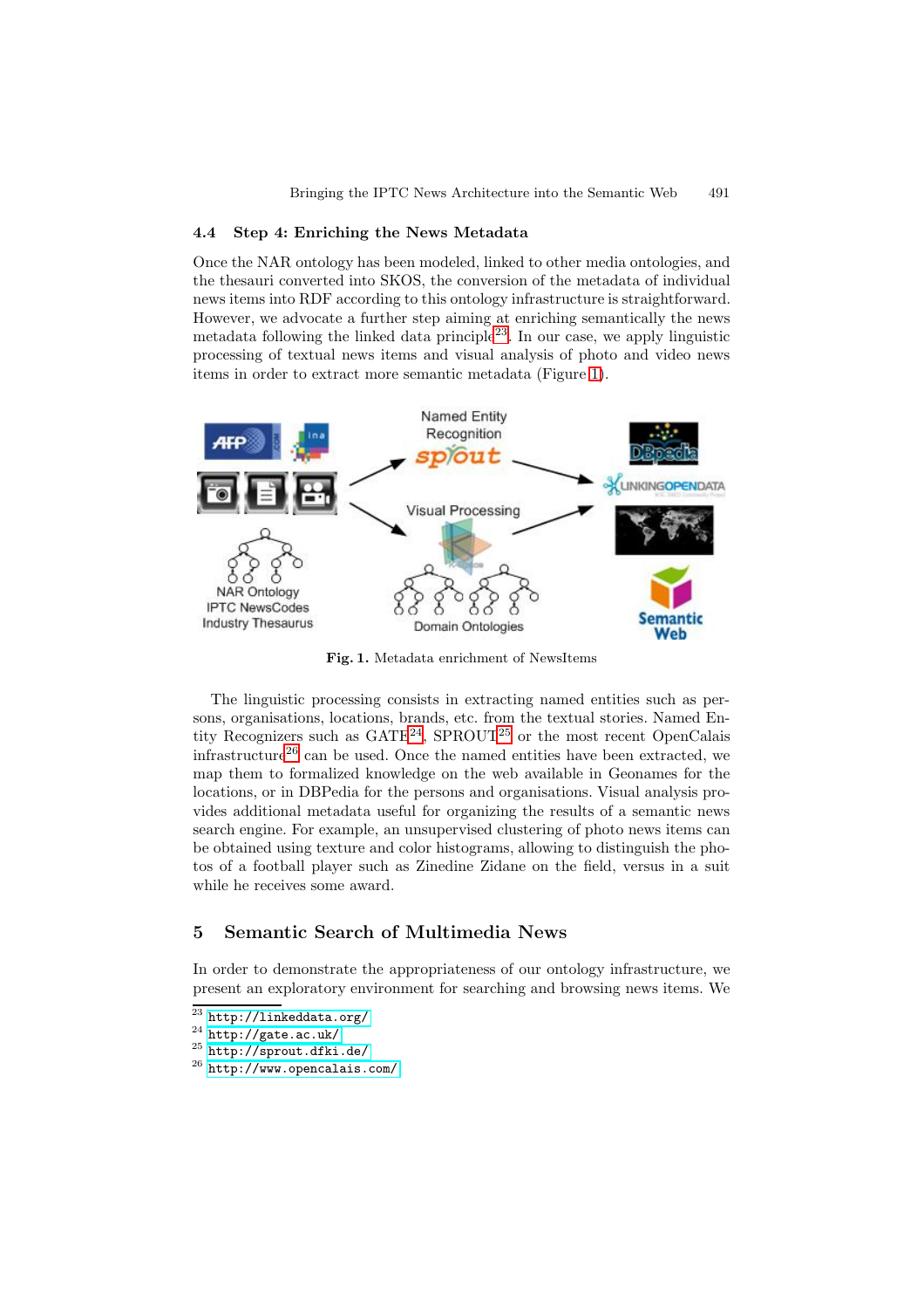### 4.4 Step 4: Enriching the News Metadata

Once the NAR ontology has been modeled, linked to other media ontologies, and the thesauri converted into SKOS, the conversion of the metadata of individual news items into RDF according to this ontology infrastructure is straightforward. However, we advocate a further step aiming at enriching semantically the news metadata following the linked data principle[23]. In our case, we apply linguistic processing of textual news items and visual analysis of photo and video news items in order to extract more semantic metadata (Figure 1).

Fig. 1. Metadata enrichment of NewsItems

The linguistic processing consists in extracting named entities such as persons, organisations, locations, brands, etc. from the textual stories. Named Entity Recognizers such as GATE[24], SPROUT[25] or the most recent OpenCalais infrastructure[26] can be used. Once the named entities have been extracted, we map them to formalized knowledge on the web available in Geonames for the locations, or in DBPedia for the persons and organisations. Visual analysis provides additional metadata useful for organizing the results of a semantic news search engine. For example, an unsupervised clustering of photo news items can be obtained using texture and color histograms, allowing to distinguish the photos of a football player such as Zinedine Zidane on the field, versus in a suit while he receives some award.

## 5 Semantic Search of Multimedia News

In order to demonstrate the appropriateness of our ontology infrastructure, we present an exploratory environment for searching and browsing news items. We

[23] http://linkeddata.org/

[24] http://gate.ac.uk/

[25] http://sprout.dfki.de/

[26] http://www.opencalais.com/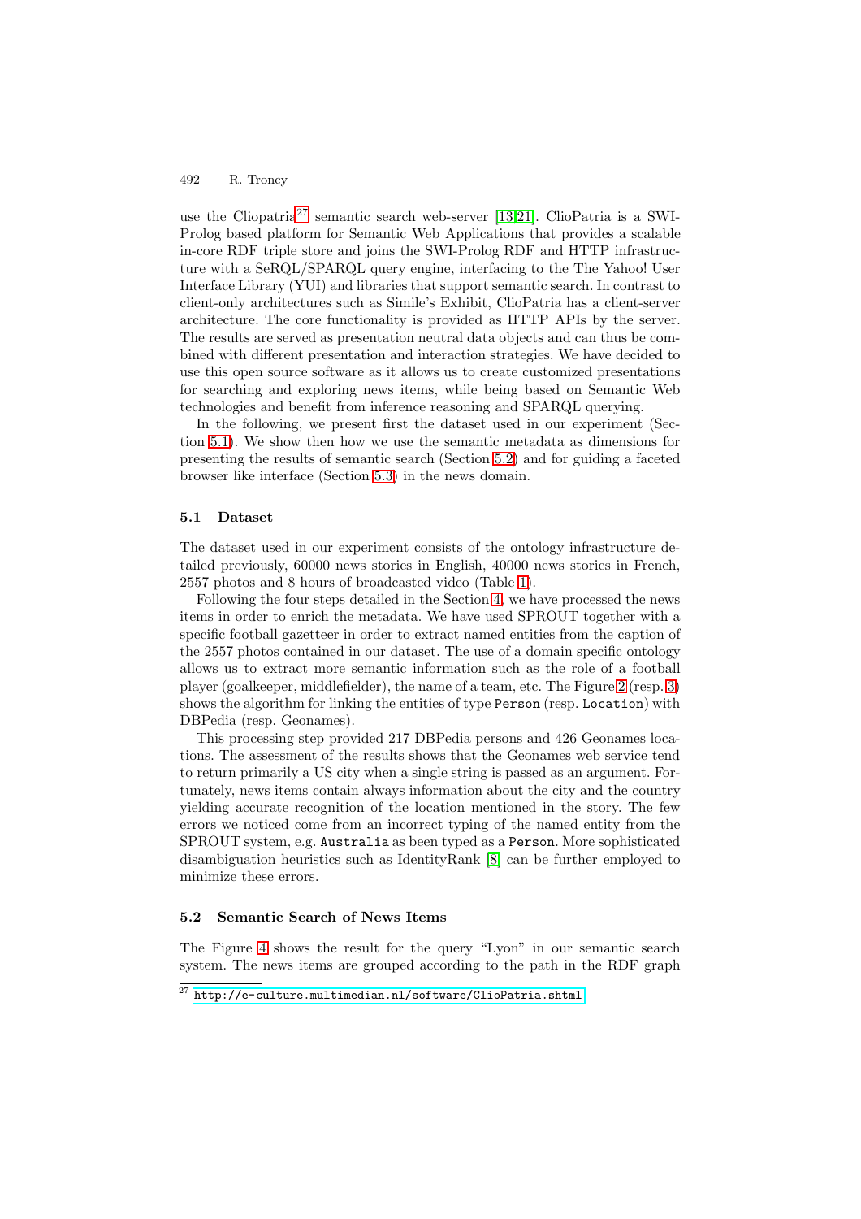use the Cliopatria[27] semantic search web-server [13,21]. ClioPatria is a SWI-Prolog based platform for Semantic Web Applications that provides a scalable in-core RDF triple store and joins the SWI-Prolog RDF and HTTP infrastructure with a SeRQL/SPARQL query engine, interfacing to the The Yahoo! User Interface Library (YUI) and libraries that support semantic search. In contrast to client-only architectures such as Simile's Exhibit, ClioPatria has a client-server architecture. The core functionality is provided as HTTP APIs by the server. The results are served as presentation neutral data objects and can thus be combined with different presentation and interaction strategies. We have decided to use this open source software as it allows us to create customized presentations for searching and exploring news items, while being based on Semantic Web technologies and benefit from inference reasoning and SPARQL querying.

In the following, we present first the dataset used in our experiment (Section 5.1). We show then how we use the semantic metadata as dimensions for presenting the results of semantic search (Section 5.2) and for guiding a faceted browser like interface (Section 5.3) in the news domain.

### 5.1 Dataset

The dataset used in our experiment consists of the ontology infrastructure detailed previously, 60000 news stories in English, 40000 news stories in French, 2557 photos and 8 hours of broadcasted video (Table 1).

Following the four steps detailed in the Section 4, we have processed the news items in order to enrich the metadata. We have used SPROUT together with a specific football gazetteer in order to extract named entities from the caption of the 2557 photos contained in our dataset. The use of a domain specific ontology allows us to extract more semantic information such as the role of a football player (goalkeeper, middlefielder), the name of a team, etc. The Figure 2 (resp. 3) shows the algorithm for linking the entities of type `Person` (resp. `Location`) with DBPedia (resp. Geonames).

This processing step provided 217 DBPedia persons and 426 Geonames locations. The assessment of the results shows that the Geonames web service tend to return primarily a US city when a single string is passed as an argument. Fortunately, news items contain always information about the city and the country yielding accurate recognition of the location mentioned in the story. The few errors we noticed come from an incorrect typing of the named entity from the SPROUT system, e.g. `Australia` as been typed as a `Person`. More sophisticated disambiguation heuristics such as IdentityRank [8] can be further employed to minimize these errors.

### 5.2 Semantic Search of News Items

The Figure 4 shows the result for the query "Lyon" in our semantic search system. The news items are grouped according to the path in the RDF graph

[27] http://e-culture.multimedian.nl/software/ClioPatria.shtml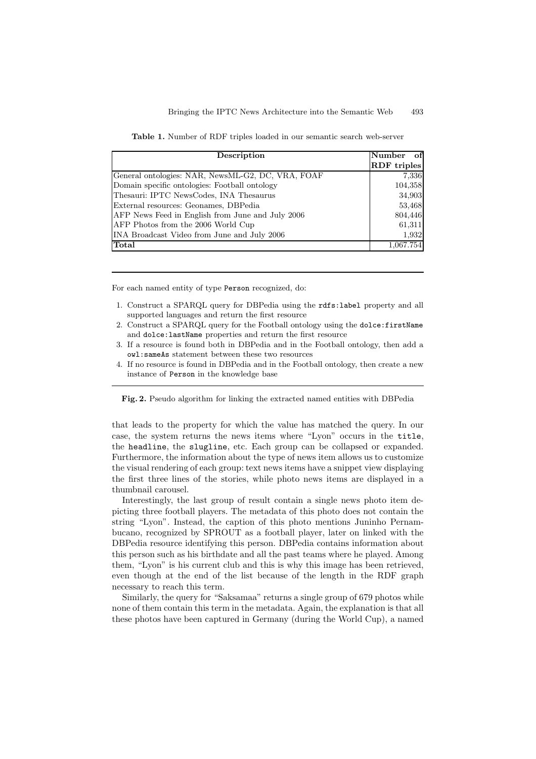**Table 1.** Number of RDF triples loaded in our semantic search web-server

| Description | Number of RDF triples |
|---|---|
| General ontologies: NAR, NewsML-G2, DC, VRA, FOAF | 7,336 |
| Domain specific ontologies: Football ontology | 104,358 |
| Thesauri: IPTC NewsCodes, INA Thesaurus | 34,903 |
| External resources: Geonames, DBPedia | 53,468 |
| AFP News Feed in English from June and July 2006 | 804,446 |
| AFP Photos from the 2006 World Cup | 61,311 |
| INA Broadcast Video from June and July 2006 | 1,932 |
| **Total** | 1,067,754 |

---

For each named entity of type `Person` recognized, do:

1. Construct a SPARQL query for DBPedia using the `rdfs:label` property and all supported languages and return the first resource
2. Construct a SPARQL query for the Football ontology using the `dolce:firstName` and `dolce:lastName` properties and return the first resource
3. If a resource is found both in DBPedia and in the Football ontology, then add a `owl:sameAs` statement between these two resources
4. If no resource is found in DBPedia and in the Football ontology, then create a new instance of `Person` in the knowledge base

---

**Fig. 2.** Pseudo algorithm for linking the extracted named entities with DBPedia

that leads to the property for which the value has matched the query. In our case, the system returns the news items where "Lyon" occurs in the `title`, the `headline`, the `slugline`, etc. Each group can be collapsed or expanded. Furthermore, the information about the type of news item allows us to customize the visual rendering of each group: text news items have a snippet view displaying the first three lines of the stories, while photo news items are displayed in a thumbnail carousel.

Interestingly, the last group of result contain a single news photo item depicting three football players. The metadata of this photo does not contain the string "Lyon". Instead, the caption of this photo mentions Juninho Pernambucano, recognized by SPROUT as a football player, later on linked with the DBPedia resource identifying this person. DBPedia contains information about this person such as his birthdate and all the past teams where he played. Among them, "Lyon" is his current club and this is why this image has been retrieved, even though at the end of the list because of the length in the RDF graph necessary to reach this term.

Similarly, the query for "Saksamaa" returns a single group of 679 photos while none of them contain this term in the metadata. Again, the explanation is that all these photos have been captured in Germany (during the World Cup), a named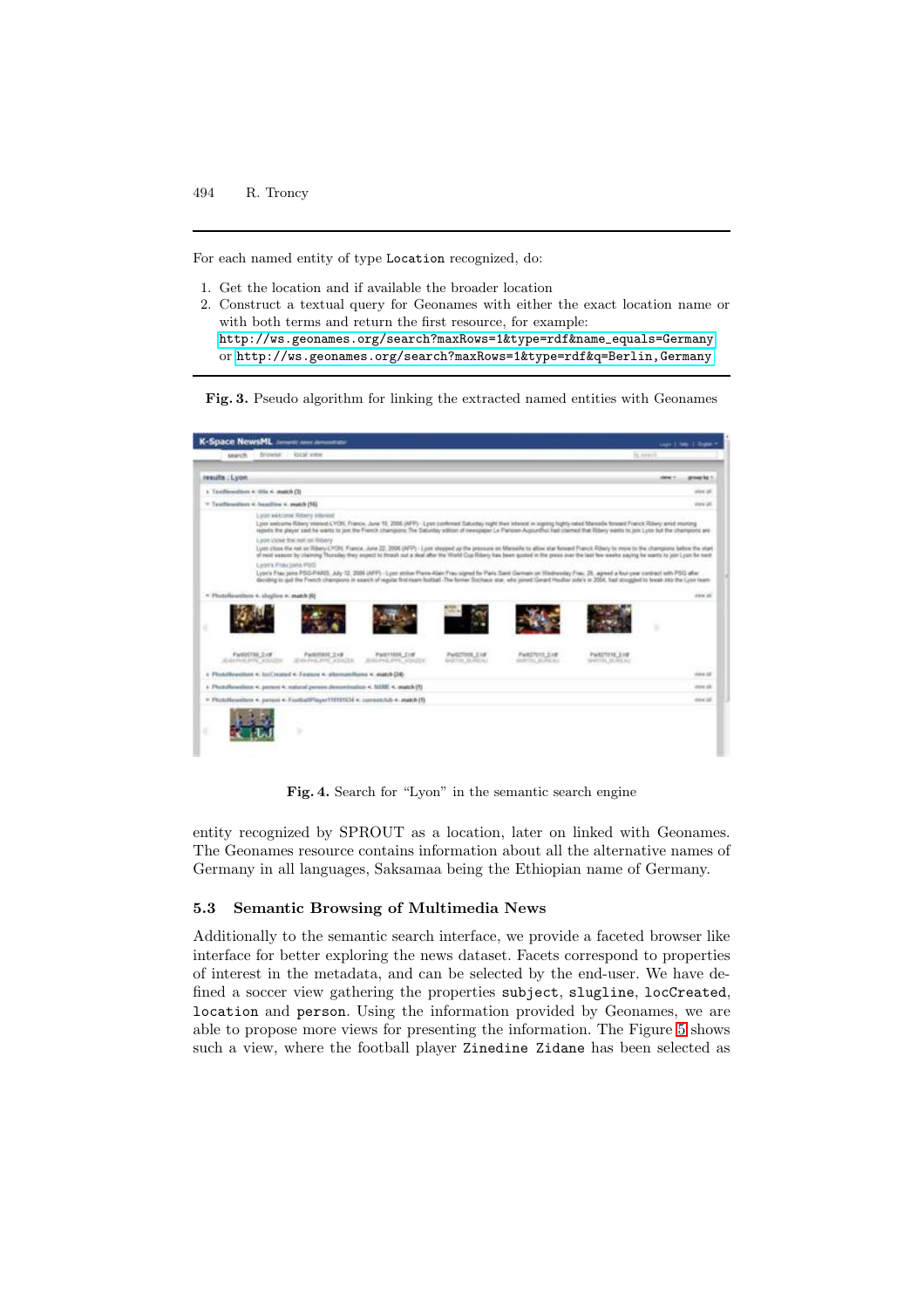For each named entity of type `Location` recognized, do:

1. Get the location and if available the broader location
2. Construct a textual query for Geonames with either the exact location name or with both terms and return the first resource, for example:
   `http://ws.geonames.org/search?maxRows=1&type=rdf&name_equals=Germany`
   or `http://ws.geonames.org/search?maxRows=1&type=rdf&q=Berlin,Germany`

**Fig. 3.** Pseudo algorithm for linking the extracted named entities with Geonames

**Fig. 4.** Search for "Lyon" in the semantic search engine

entity recognized by SPROUT as a location, later on linked with Geonames. The Geonames resource contains information about all the alternative names of Germany in all languages, Saksamaa being the Ethiopian name of Germany.

### 5.3 Semantic Browsing of Multimedia News

Additionally to the semantic search interface, we provide a faceted browser like interface for better exploring the news dataset. Facets correspond to properties of interest in the metadata, and can be selected by the end-user. We have defined a soccer view gathering the properties `subject`, `slugline`, `locCreated`, `location` and `person`. Using the information provided by Geonames, we are able to propose more views for presenting the information. The Figure 5 shows such a view, where the football player `Zinedine Zidane` has been selected as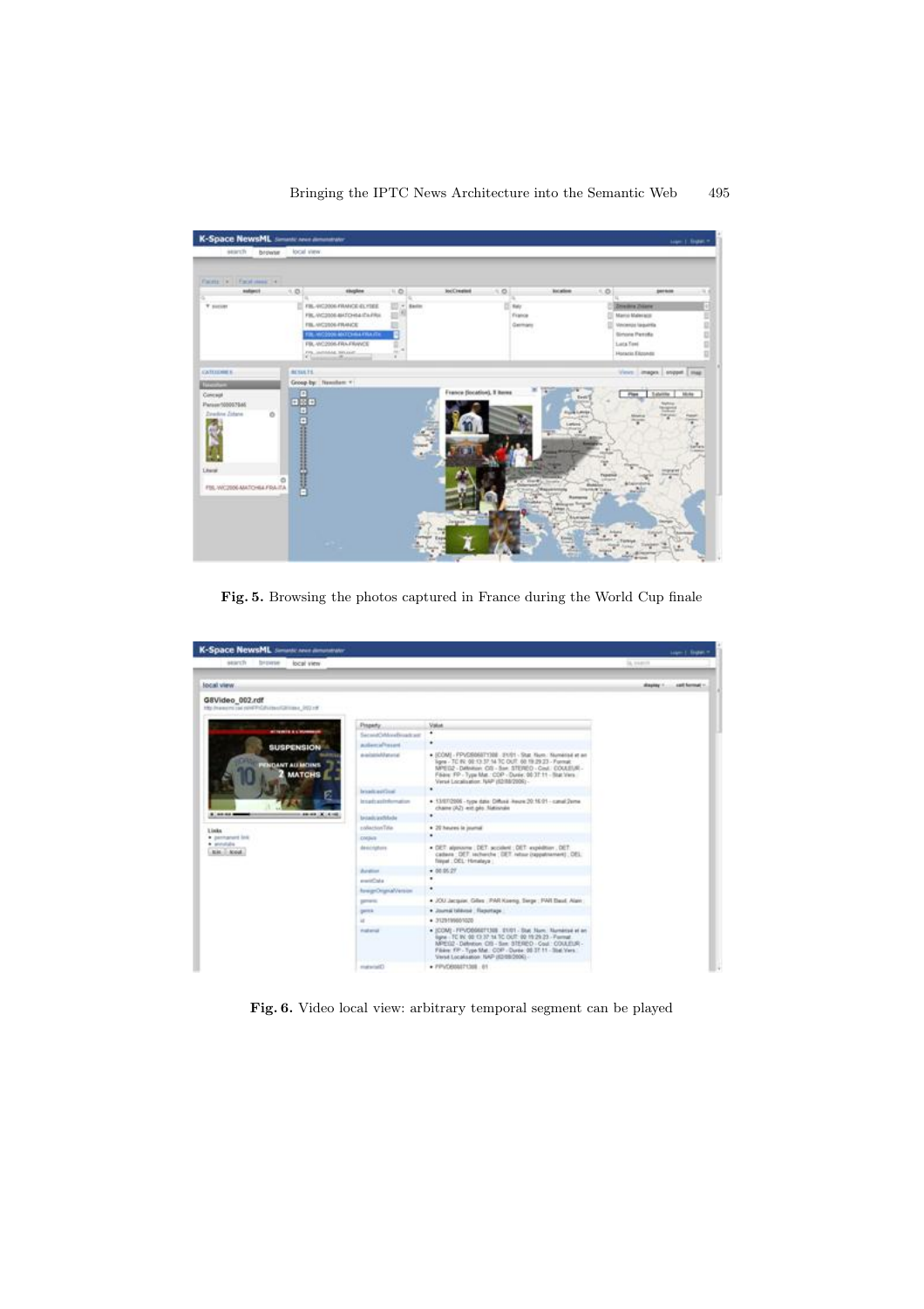Fig. 5. Browsing the photos captured in France during the World Cup finale

Fig. 6. Video local view: arbitrary temporal segment can be played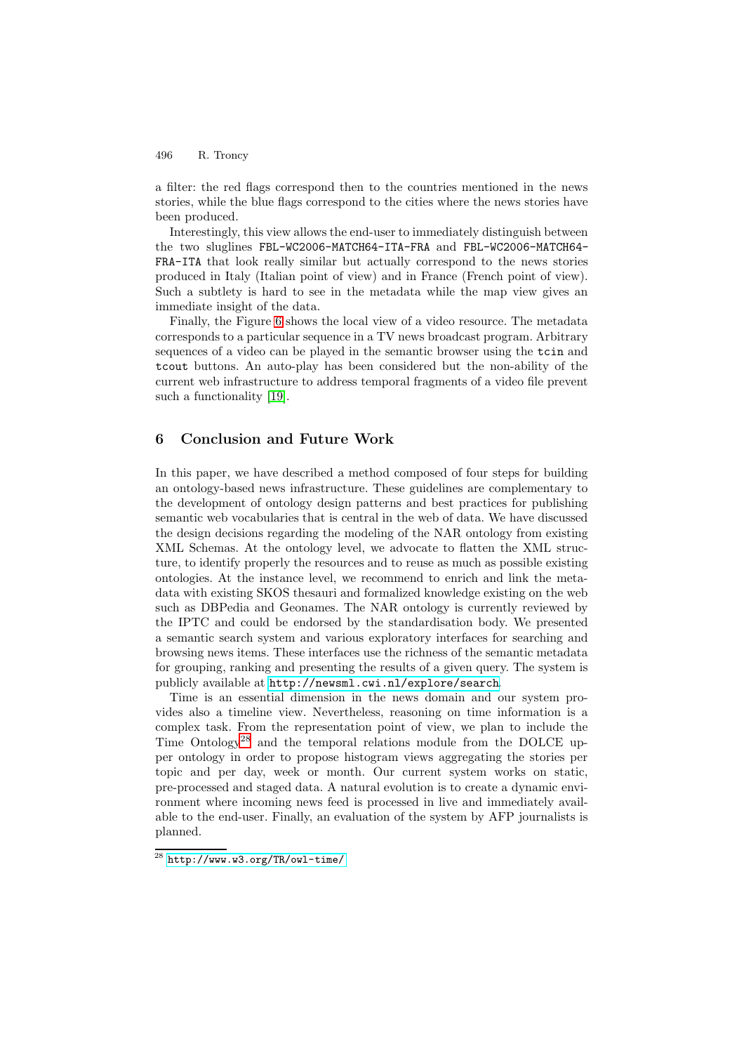a filter: the red flags correspond then to the countries mentioned in the news stories, while the blue flags correspond to the cities where the news stories have been produced.

Interestingly, this view allows the end-user to immediately distinguish between the two sluglines `FBL-WC2006-MATCH64-ITA-FRA` and `FBL-WC2006-MATCH64-FRA-ITA` that look really similar but actually correspond to the news stories produced in Italy (Italian point of view) and in France (French point of view). Such a subtlety is hard to see in the metadata while the map view gives an immediate insight of the data.

Finally, the Figure 6 shows the local view of a video resource. The metadata corresponds to a particular sequence in a TV news broadcast program. Arbitrary sequences of a video can be played in the semantic browser using the `tcin` and `tcout` buttons. An auto-play has been considered but the non-ability of the current web infrastructure to address temporal fragments of a video file prevent such a functionality [19].

## 6 Conclusion and Future Work

In this paper, we have described a method composed of four steps for building an ontology-based news infrastructure. These guidelines are complementary to the development of ontology design patterns and best practices for publishing semantic web vocabularies that is central in the web of data. We have discussed the design decisions regarding the modeling of the NAR ontology from existing XML Schemas. At the ontology level, we advocate to flatten the XML structure, to identify properly the resources and to reuse as much as possible existing ontologies. At the instance level, we recommend to enrich and link the metadata with existing SKOS thesauri and formalized knowledge existing on the web such as DBPedia and Geonames. The NAR ontology is currently reviewed by the IPTC and could be endorsed by the standardisation body. We presented a semantic search system and various exploratory interfaces for searching and browsing news items. These interfaces use the richness of the semantic metadata for grouping, ranking and presenting the results of a given query. The system is publicly available at `http://newsml.cwi.nl/explore/search`.

Time is an essential dimension in the news domain and our system provides also a timeline view. Nevertheless, reasoning on time information is a complex task. From the representation point of view, we plan to include the Time Ontology[28] and the temporal relations module from the DOLCE upper ontology in order to propose histogram views aggregating the stories per topic and per day, week or month. Our current system works on static, pre-processed and staged data. A natural evolution is to create a dynamic environment where incoming news feed is processed in live and immediately available to the end-user. Finally, an evaluation of the system by AFP journalists is planned.

[28] `http://www.w3.org/TR/owl-time/`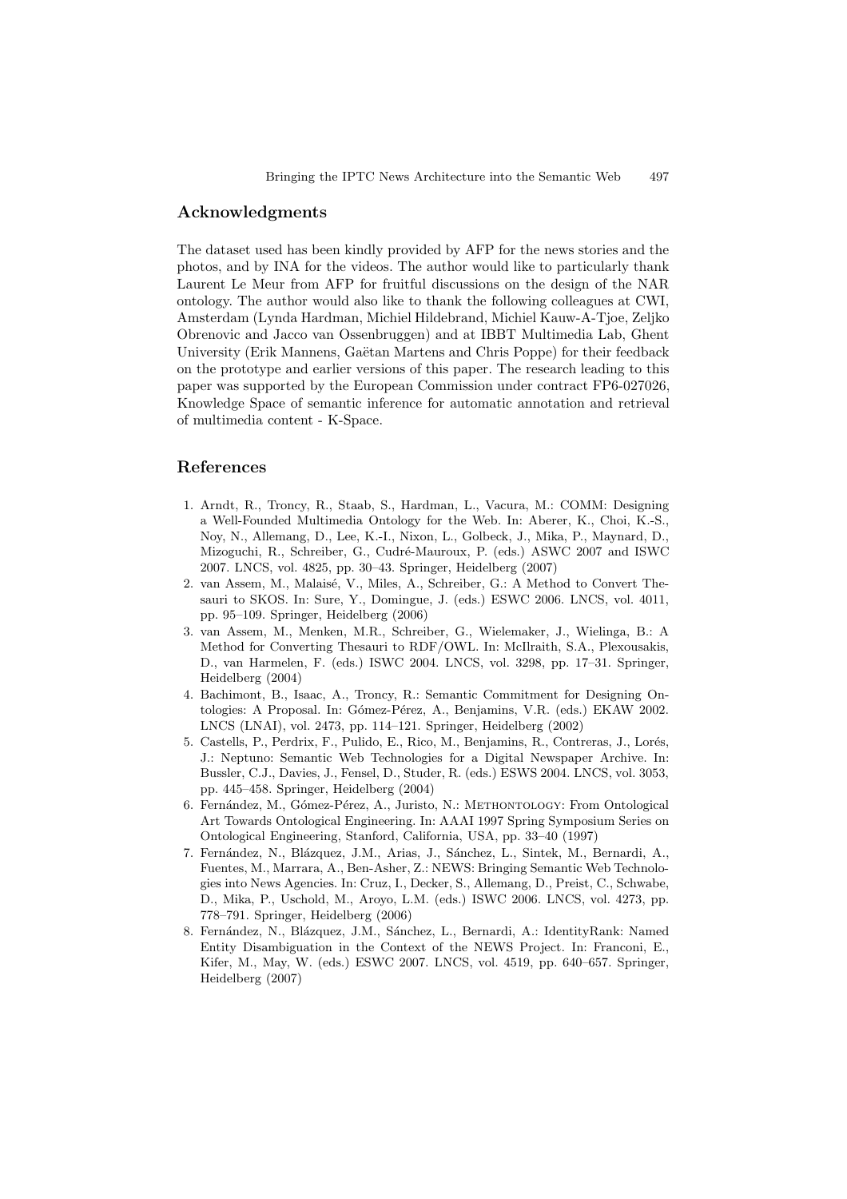## Acknowledgments

The dataset used has been kindly provided by AFP for the news stories and the photos, and by INA for the videos. The author would like to particularly thank Laurent Le Meur from AFP for fruitful discussions on the design of the NAR ontology. The author would also like to thank the following colleagues at CWI, Amsterdam (Lynda Hardman, Michiel Hildebrand, Michiel Kauw-A-Tjoe, Zeljko Obrenovic and Jacco van Ossenbruggen) and at IBBT Multimedia Lab, Ghent University (Erik Mannens, Gaëtan Martens and Chris Poppe) for their feedback on the prototype and earlier versions of this paper. The research leading to this paper was supported by the European Commission under contract FP6-027026, Knowledge Space of semantic inference for automatic annotation and retrieval of multimedia content - K-Space.

## References

1. Arndt, R., Troncy, R., Staab, S., Hardman, L., Vacura, M.: COMM: Designing a Well-Founded Multimedia Ontology for the Web. In: Aberer, K., Choi, K.-S., Noy, N., Allemang, D., Lee, K.-I., Nixon, L., Golbeck, J., Mika, P., Maynard, D., Mizoguchi, R., Schreiber, G., Cudré-Mauroux, P. (eds.) ASWC 2007 and ISWC 2007. LNCS, vol. 4825, pp. 30–43. Springer, Heidelberg (2007)
2. van Assem, M., Malaisé, V., Miles, A., Schreiber, G.: A Method to Convert Thesauri to SKOS. In: Sure, Y., Domingue, J. (eds.) ESWC 2006. LNCS, vol. 4011, pp. 95–109. Springer, Heidelberg (2006)
3. van Assem, M., Menken, M.R., Schreiber, G., Wielemaker, J., Wielinga, B.: A Method for Converting Thesauri to RDF/OWL. In: McIlraith, S.A., Plexousakis, D., van Harmelen, F. (eds.) ISWC 2004. LNCS, vol. 3298, pp. 17–31. Springer, Heidelberg (2004)
4. Bachimont, B., Isaac, A., Troncy, R.: Semantic Commitment for Designing Ontologies: A Proposal. In: Gómez-Pérez, A., Benjamins, V.R. (eds.) EKAW 2002. LNCS (LNAI), vol. 2473, pp. 114–121. Springer, Heidelberg (2002)
5. Castells, P., Perdrix, F., Pulido, E., Rico, M., Benjamins, R., Contreras, J., Lorés, J.: Neptuno: Semantic Web Technologies for a Digital Newspaper Archive. In: Bussler, C.J., Davies, J., Fensel, D., Studer, R. (eds.) ESWS 2004. LNCS, vol. 3053, pp. 445–458. Springer, Heidelberg (2004)
6. Fernández, M., Gómez-Pérez, A., Juristo, N.: METHONTOLOGY: From Ontological Art Towards Ontological Engineering. In: AAAI 1997 Spring Symposium Series on Ontological Engineering, Stanford, California, USA, pp. 33–40 (1997)
7. Fernández, N., Blázquez, J.M., Arias, J., Sánchez, L., Sintek, M., Bernardi, A., Fuentes, M., Marrara, A., Ben-Asher, Z.: NEWS: Bringing Semantic Web Technologies into News Agencies. In: Cruz, I., Decker, S., Allemang, D., Preist, C., Schwabe, D., Mika, P., Uschold, M., Aroyo, L.M. (eds.) ISWC 2006. LNCS, vol. 4273, pp. 778–791. Springer, Heidelberg (2006)
8. Fernández, N., Blázquez, J.M., Sánchez, L., Bernardi, A.: IdentityRank: Named Entity Disambiguation in the Context of the NEWS Project. In: Franconi, E., Kifer, M., May, W. (eds.) ESWC 2007. LNCS, vol. 4519, pp. 640–657. Springer, Heidelberg (2007)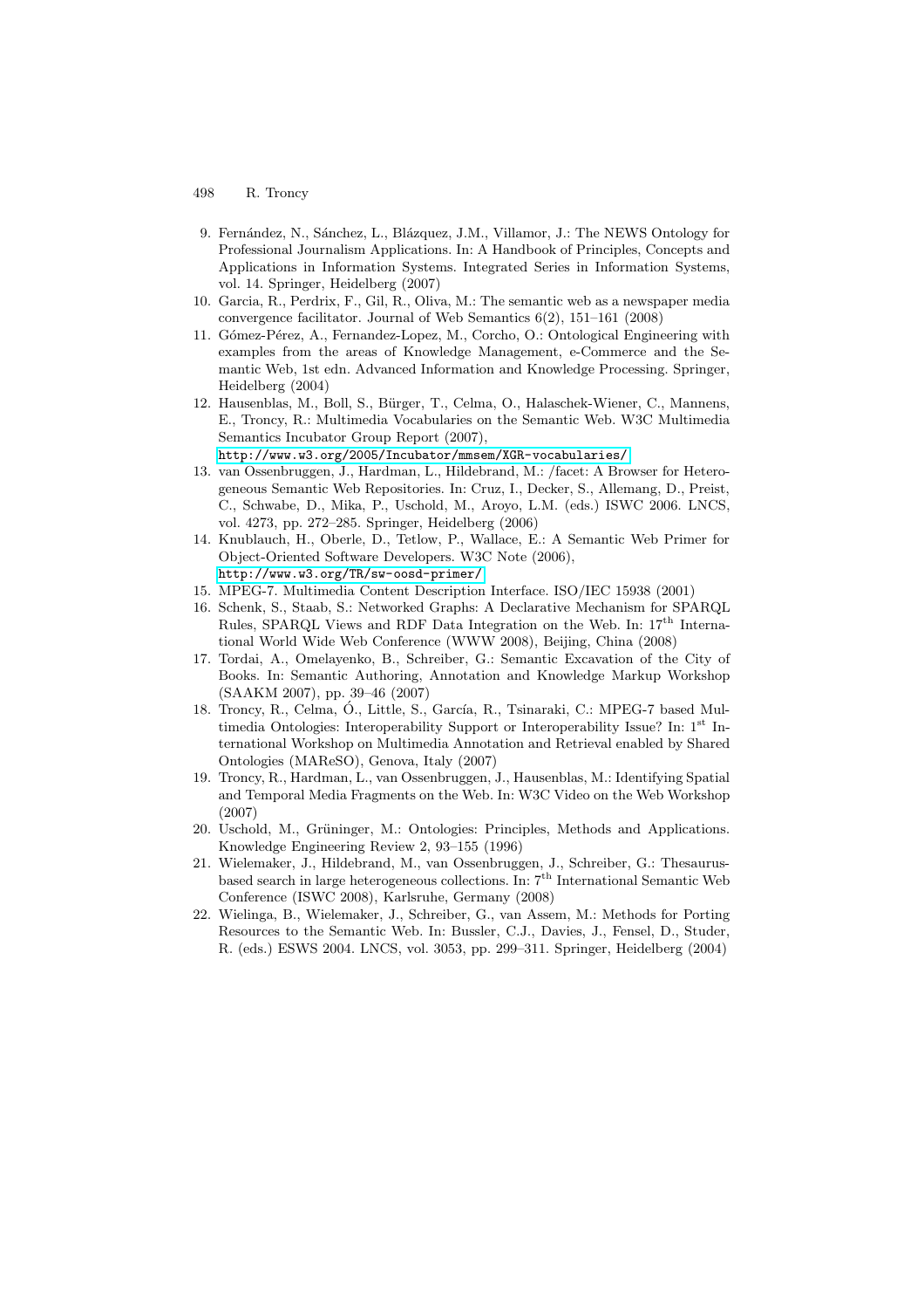9. Fernández, N., Sánchez, L., Blázquez, J.M., Villamor, J.: The NEWS Ontology for Professional Journalism Applications. In: A Handbook of Principles, Concepts and Applications in Information Systems. Integrated Series in Information Systems, vol. 14. Springer, Heidelberg (2007)
10. Garcia, R., Perdrix, F., Gil, R., Oliva, M.: The semantic web as a newspaper media convergence facilitator. Journal of Web Semantics 6(2), 151–161 (2008)
11. Gómez-Pérez, A., Fernandez-Lopez, M., Corcho, O.: Ontological Engineering with examples from the areas of Knowledge Management, e-Commerce and the Semantic Web, 1st edn. Advanced Information and Knowledge Processing. Springer, Heidelberg (2004)
12. Hausenblas, M., Boll, S., Bürger, T., Celma, O., Halaschek-Wiener, C., Mannens, E., Troncy, R.: Multimedia Vocabularies on the Semantic Web. W3C Multimedia Semantics Incubator Group Report (2007), http://www.w3.org/2005/Incubator/mmsem/XGR-vocabularies/
13. van Ossenbruggen, J., Hardman, L., Hildebrand, M.: /facet: A Browser for Heterogeneous Semantic Web Repositories. In: Cruz, I., Decker, S., Allemang, D., Preist, C., Schwabe, D., Mika, P., Uschold, M., Aroyo, L.M. (eds.) ISWC 2006. LNCS, vol. 4273, pp. 272–285. Springer, Heidelberg (2006)
14. Knublauch, H., Oberle, D., Tetlow, P., Wallace, E.: A Semantic Web Primer for Object-Oriented Software Developers. W3C Note (2006), http://www.w3.org/TR/sw-oosd-primer/
15. MPEG-7. Multimedia Content Description Interface. ISO/IEC 15938 (2001)
16. Schenk, S., Staab, S.: Networked Graphs: A Declarative Mechanism for SPARQL Rules, SPARQL Views and RDF Data Integration on the Web. In: 17th International World Wide Web Conference (WWW 2008), Beijing, China (2008)
17. Tordai, A., Omelayenko, B., Schreiber, G.: Semantic Excavation of the City of Books. In: Semantic Authoring, Annotation and Knowledge Markup Workshop (SAAKM 2007), pp. 39–46 (2007)
18. Troncy, R., Celma, Ó., Little, S., García, R., Tsinaraki, C.: MPEG-7 based Multimedia Ontologies: Interoperability Support or Interoperability Issue? In: 1st International Workshop on Multimedia Annotation and Retrieval enabled by Shared Ontologies (MAReSO), Genova, Italy (2007)
19. Troncy, R., Hardman, L., van Ossenbruggen, J., Hausenblas, M.: Identifying Spatial and Temporal Media Fragments on the Web. In: W3C Video on the Web Workshop (2007)
20. Uschold, M., Grüninger, M.: Ontologies: Principles, Methods and Applications. Knowledge Engineering Review 2, 93–155 (1996)
21. Wielemaker, J., Hildebrand, M., van Ossenbruggen, J., Schreiber, G.: Thesaurus-based search in large heterogeneous collections. In: 7th International Semantic Web Conference (ISWC 2008), Karlsruhe, Germany (2008)
22. Wielinga, B., Wielemaker, J., Schreiber, G., van Assem, M.: Methods for Porting Resources to the Semantic Web. In: Bussler, C.J., Davies, J., Fensel, D., Studer, R. (eds.) ESWS 2004. LNCS, vol. 3053, pp. 299–311. Springer, Heidelberg (2004)